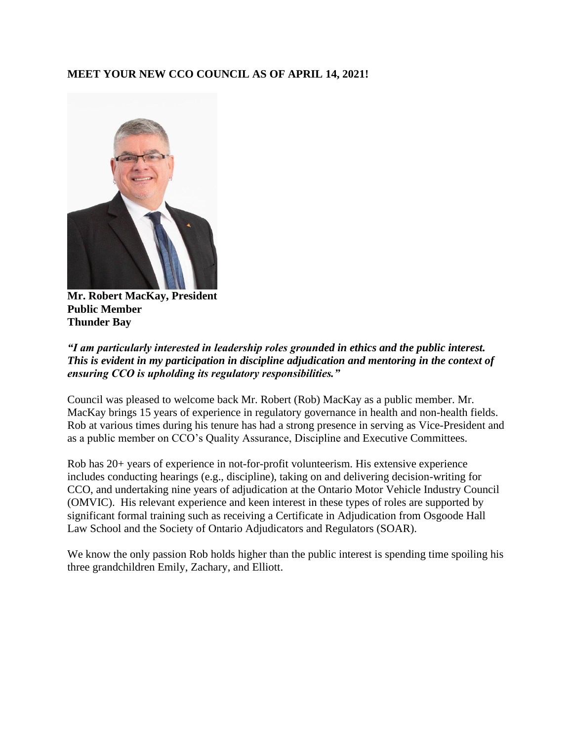**MEET YOUR NEW CCO COUNCIL AS OF APRIL 14, 2021!**

**Mr. Robert MacKay, President**
**Public Member**
**Thunder Bay**

***"I am particularly interested in leadership roles grounded in ethics and the public interest. This is evident in my participation in discipline adjudication and mentoring in the context of ensuring CCO is upholding its regulatory responsibilities."***

Council was pleased to welcome back Mr. Robert (Rob) MacKay as a public member. Mr. MacKay brings 15 years of experience in regulatory governance in health and non-health fields. Rob at various times during his tenure has had a strong presence in serving as Vice-President and as a public member on CCO's Quality Assurance, Discipline and Executive Committees.

Rob has 20+ years of experience in not-for-profit volunteerism. His extensive experience includes conducting hearings (e.g., discipline), taking on and delivering decision-writing for CCO, and undertaking nine years of adjudication at the Ontario Motor Vehicle Industry Council (OMVIC). His relevant experience and keen interest in these types of roles are supported by significant formal training such as receiving a Certificate in Adjudication from Osgoode Hall Law School and the Society of Ontario Adjudicators and Regulators (SOAR).

We know the only passion Rob holds higher than the public interest is spending time spoiling his three grandchildren Emily, Zachary, and Elliott.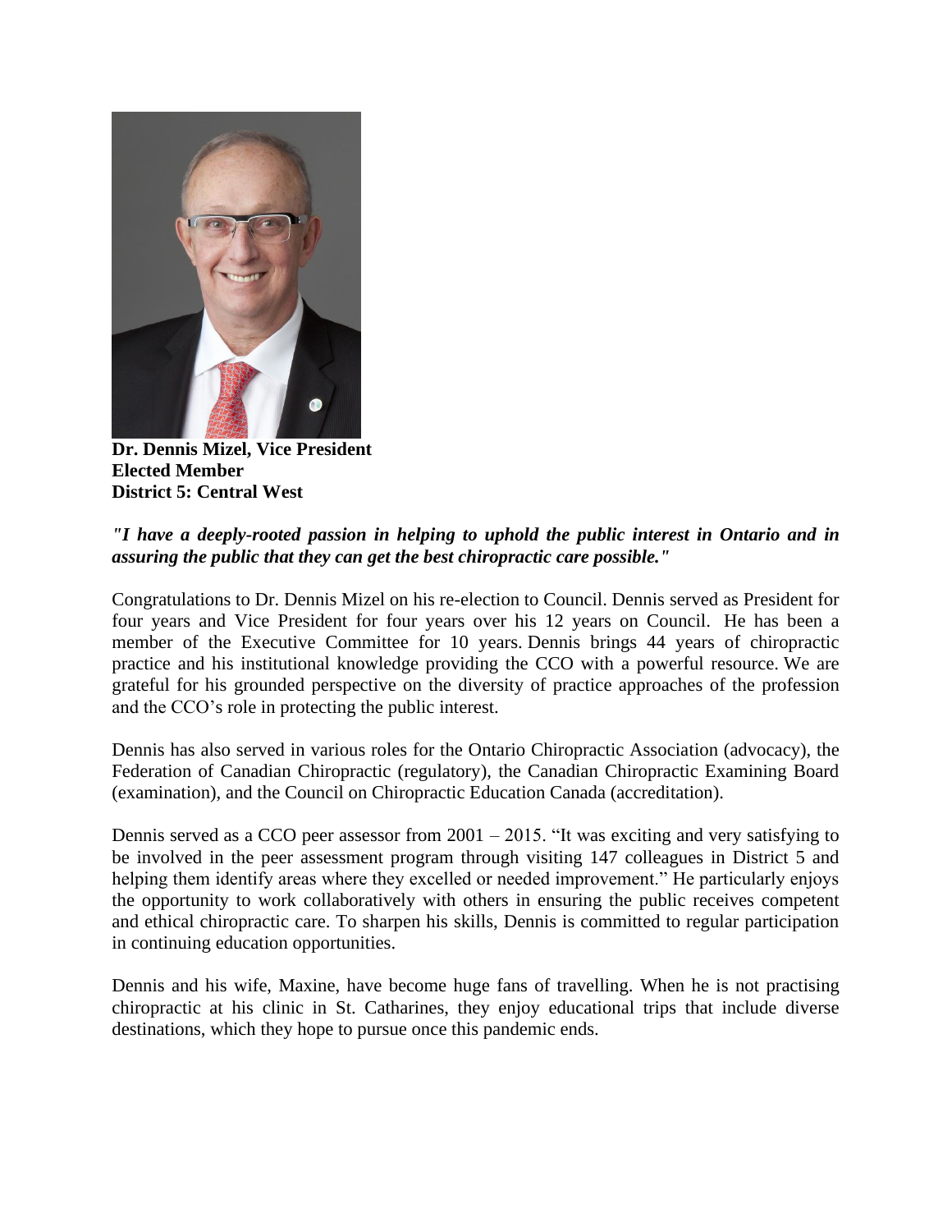**Dr. Dennis Mizel, Vice President**
**Elected Member**
**District 5: Central West**

***"I have a deeply-rooted passion in helping to uphold the public interest in Ontario and in assuring the public that they can get the best chiropractic care possible."***

Congratulations to Dr. Dennis Mizel on his re-election to Council. Dennis served as President for four years and Vice President for four years over his 12 years on Council. He has been a member of the Executive Committee for 10 years. Dennis brings 44 years of chiropractic practice and his institutional knowledge providing the CCO with a powerful resource. We are grateful for his grounded perspective on the diversity of practice approaches of the profession and the CCO's role in protecting the public interest.

Dennis has also served in various roles for the Ontario Chiropractic Association (advocacy), the Federation of Canadian Chiropractic (regulatory), the Canadian Chiropractic Examining Board (examination), and the Council on Chiropractic Education Canada (accreditation).

Dennis served as a CCO peer assessor from 2001 – 2015. "It was exciting and very satisfying to be involved in the peer assessment program through visiting 147 colleagues in District 5 and helping them identify areas where they excelled or needed improvement." He particularly enjoys the opportunity to work collaboratively with others in ensuring the public receives competent and ethical chiropractic care. To sharpen his skills, Dennis is committed to regular participation in continuing education opportunities.

Dennis and his wife, Maxine, have become huge fans of travelling. When he is not practising chiropractic at his clinic in St. Catharines, they enjoy educational trips that include diverse destinations, which they hope to pursue once this pandemic ends.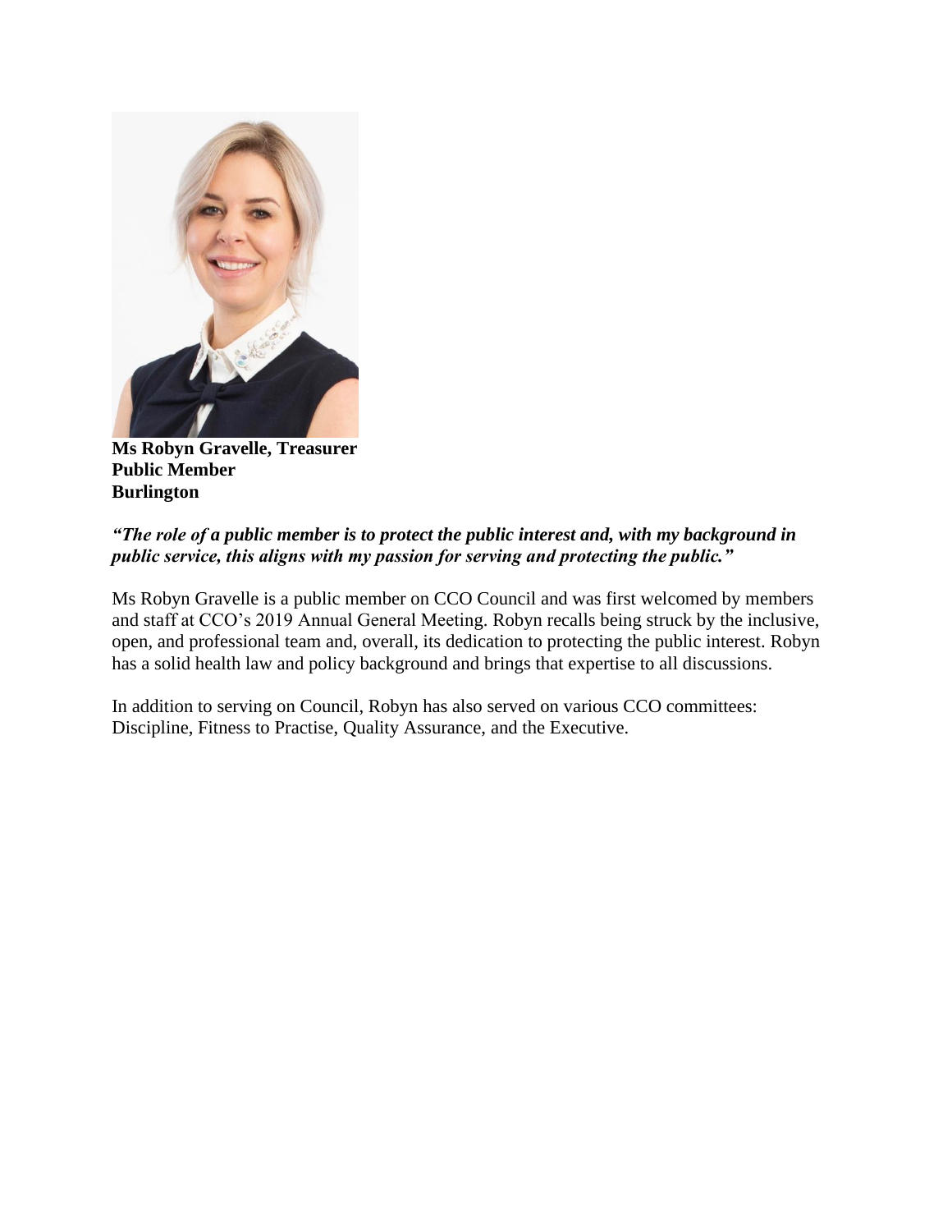**Ms Robyn Gravelle, Treasurer**
**Public Member**
**Burlington**

***"The role of a public member is to protect the public interest and, with my background in public service, this aligns with my passion for serving and protecting the public."***

Ms Robyn Gravelle is a public member on CCO Council and was first welcomed by members and staff at CCO's 2019 Annual General Meeting. Robyn recalls being struck by the inclusive, open, and professional team and, overall, its dedication to protecting the public interest. Robyn has a solid health law and policy background and brings that expertise to all discussions.

In addition to serving on Council, Robyn has also served on various CCO committees: Discipline, Fitness to Practise, Quality Assurance, and the Executive.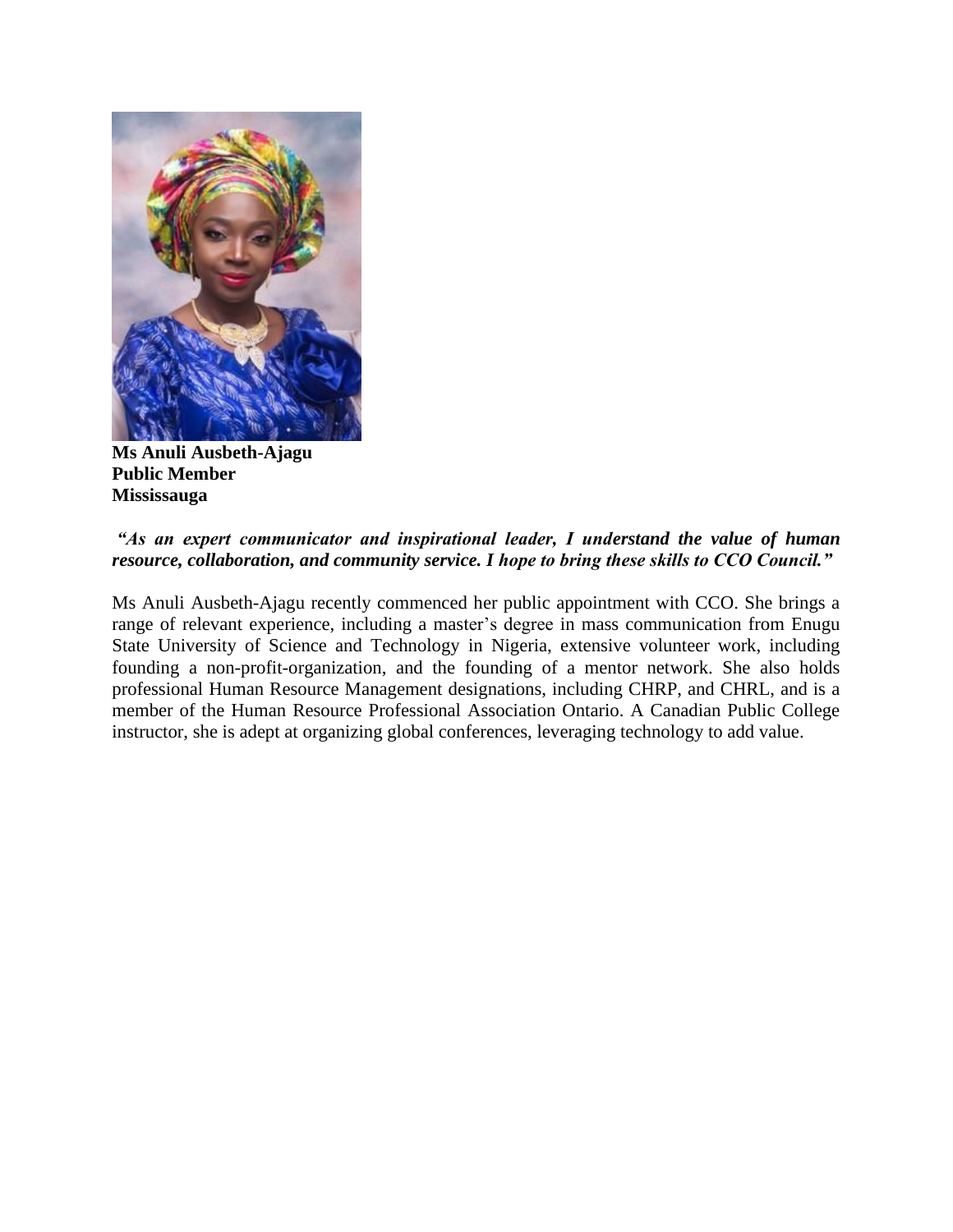**Ms Anuli Ausbeth-Ajagu**
**Public Member**
**Mississauga**

***"As an expert communicator and inspirational leader, I understand the value of human resource, collaboration, and community service. I hope to bring these skills to CCO Council."***

Ms Anuli Ausbeth-Ajagu recently commenced her public appointment with CCO. She brings a range of relevant experience, including a master's degree in mass communication from Enugu State University of Science and Technology in Nigeria, extensive volunteer work, including founding a non-profit-organization, and the founding of a mentor network. She also holds professional Human Resource Management designations, including CHRP, and CHRL, and is a member of the Human Resource Professional Association Ontario. A Canadian Public College instructor, she is adept at organizing global conferences, leveraging technology to add value.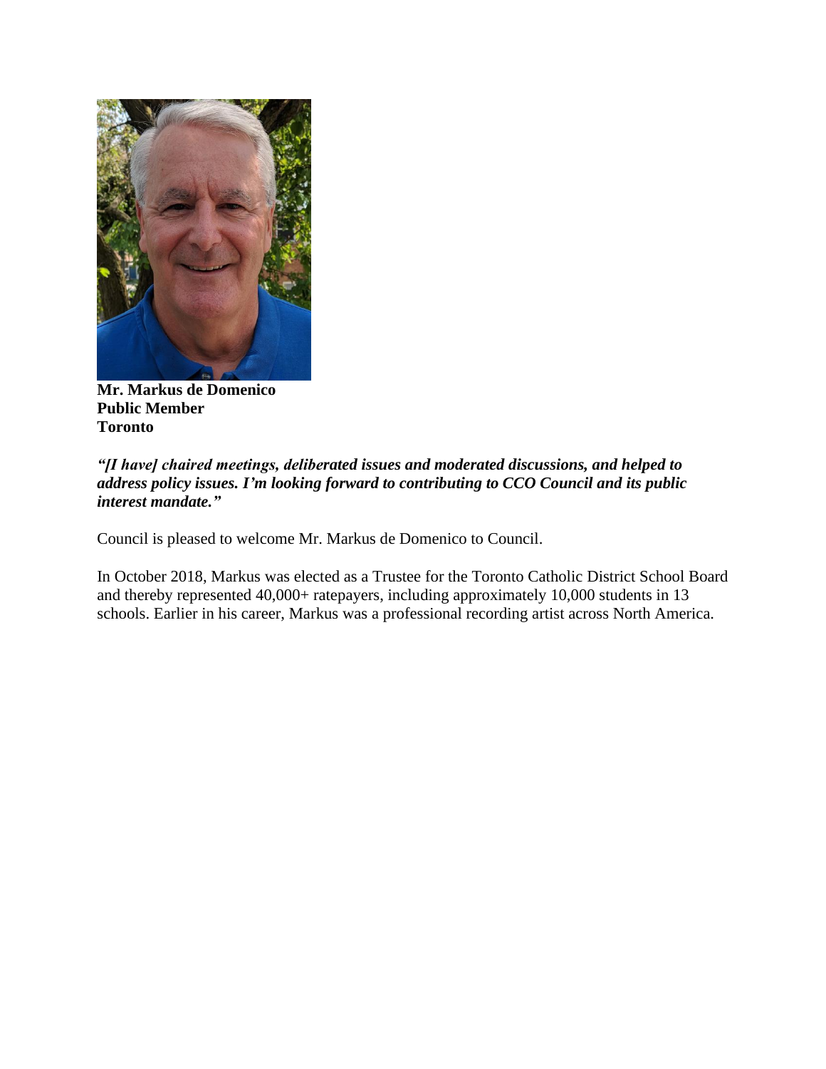**Mr. Markus de Domenico**
**Public Member**
**Toronto**

***"[I have] chaired meetings, deliberated issues and moderated discussions, and helped to address policy issues. I'm looking forward to contributing to CCO Council and its public interest mandate."***

Council is pleased to welcome Mr. Markus de Domenico to Council.

In October 2018, Markus was elected as a Trustee for the Toronto Catholic District School Board and thereby represented 40,000+ ratepayers, including approximately 10,000 students in 13 schools. Earlier in his career, Markus was a professional recording artist across North America.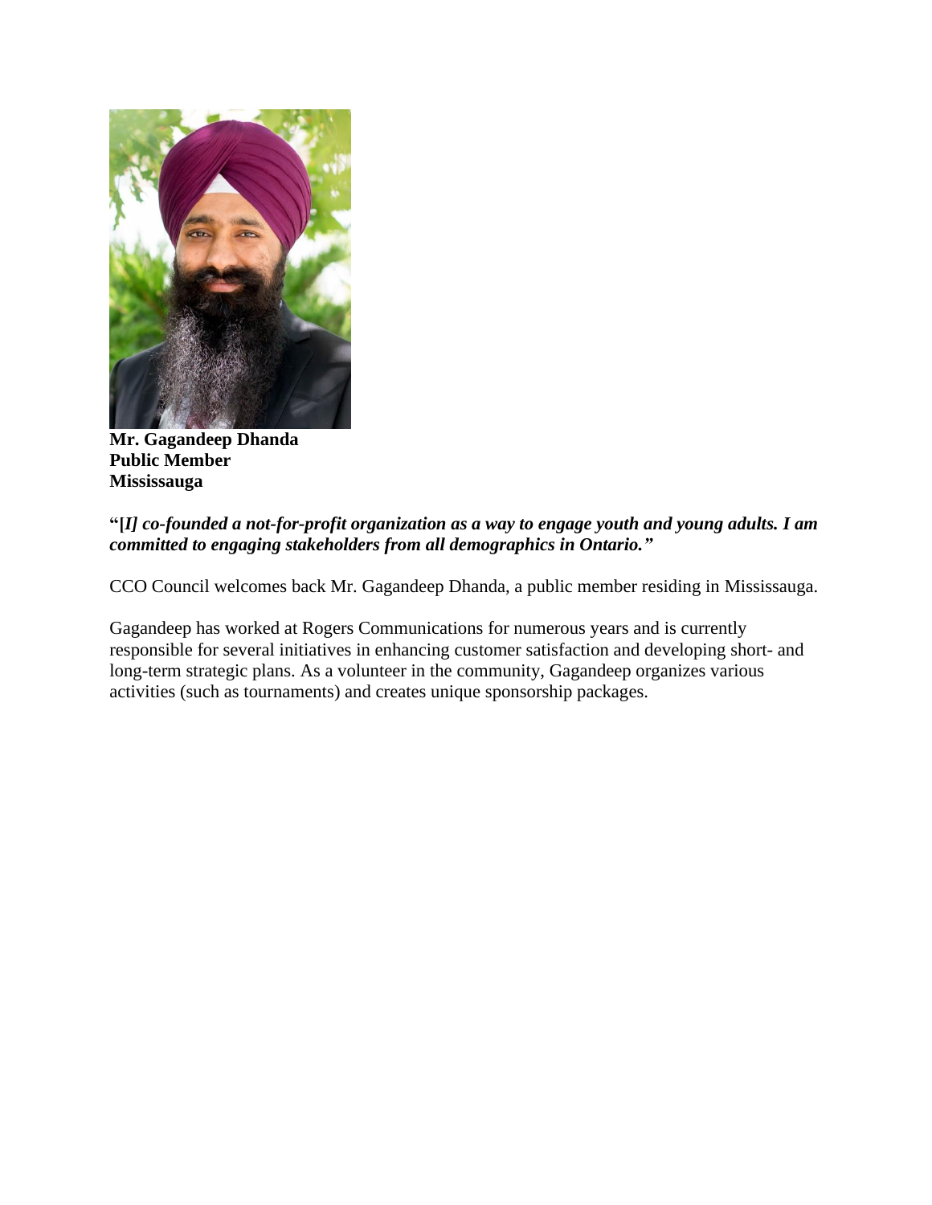**Mr. Gagandeep Dhanda**
**Public Member**
**Mississauga**

**"[*I] co-founded a not-for-profit organization as a way to engage youth and young adults. I am committed to engaging stakeholders from all demographics in Ontario."***

CCO Council welcomes back Mr. Gagandeep Dhanda, a public member residing in Mississauga.

Gagandeep has worked at Rogers Communications for numerous years and is currently responsible for several initiatives in enhancing customer satisfaction and developing short- and long-term strategic plans. As a volunteer in the community, Gagandeep organizes various activities (such as tournaments) and creates unique sponsorship packages.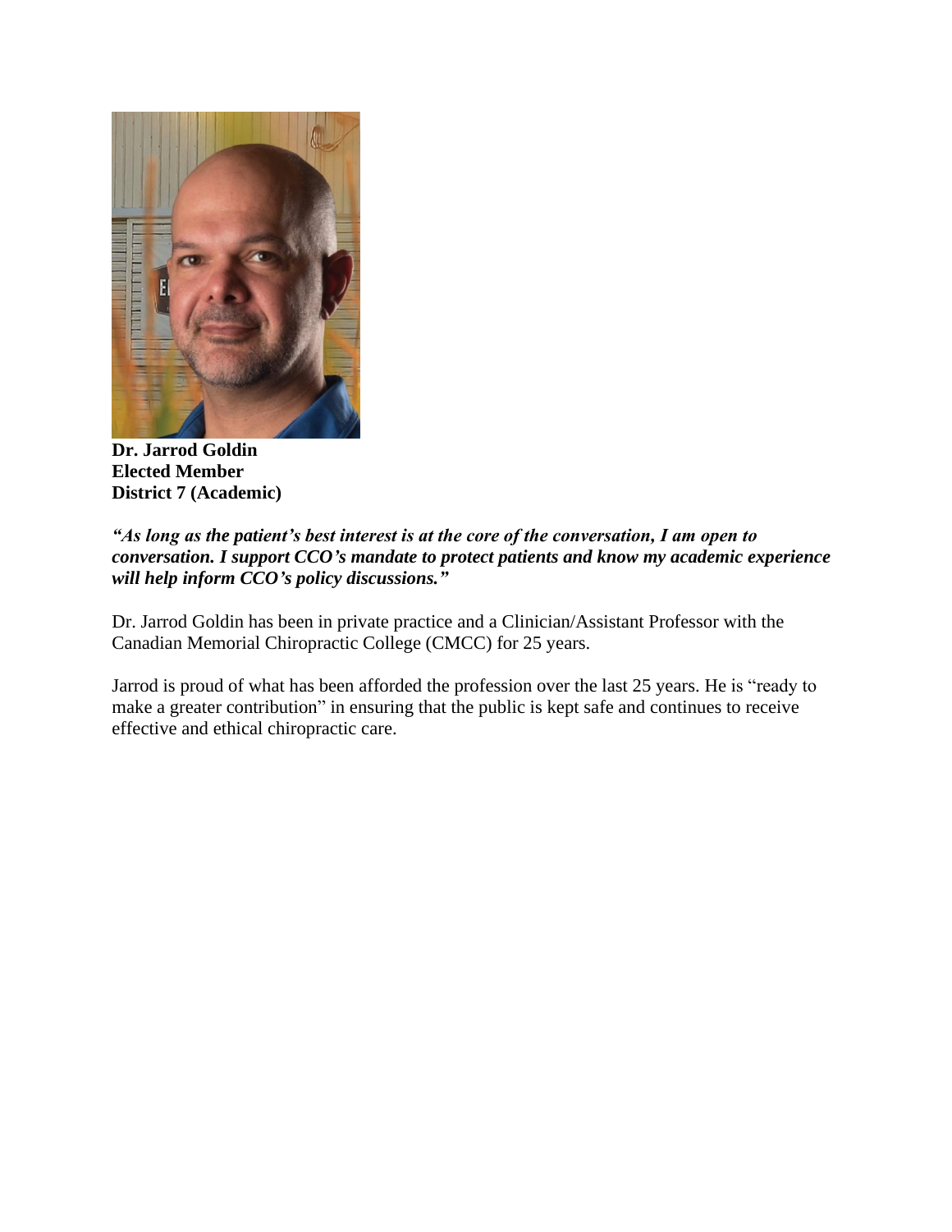**Dr. Jarrod Goldin**
**Elected Member**
**District 7 (Academic)**

***"As long as the patient's best interest is at the core of the conversation, I am open to conversation. I support CCO's mandate to protect patients and know my academic experience will help inform CCO's policy discussions."***

Dr. Jarrod Goldin has been in private practice and a Clinician/Assistant Professor with the Canadian Memorial Chiropractic College (CMCC) for 25 years.

Jarrod is proud of what has been afforded the profession over the last 25 years. He is "ready to make a greater contribution" in ensuring that the public is kept safe and continues to receive effective and ethical chiropractic care.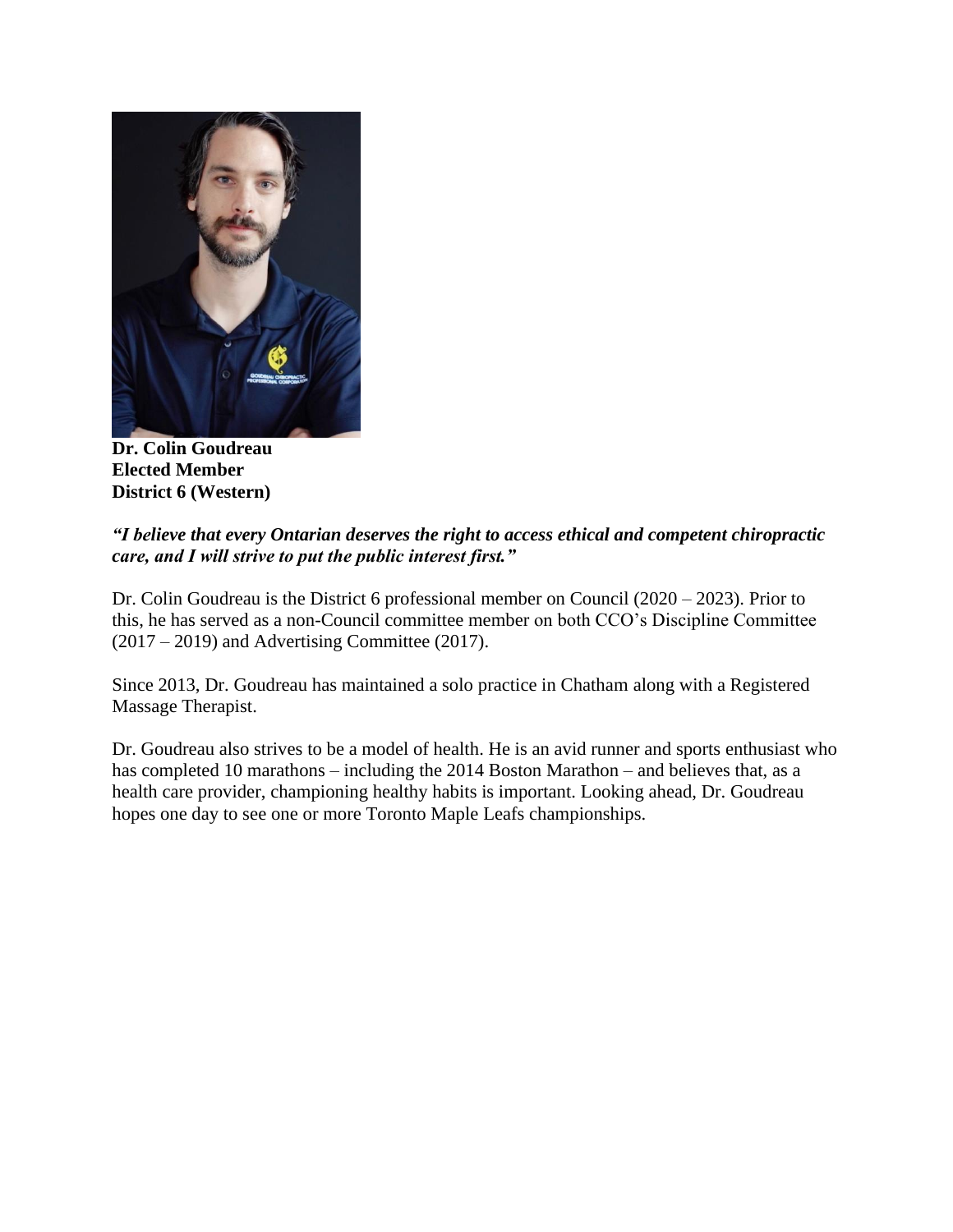**Dr. Colin Goudreau**
**Elected Member**
**District 6 (Western)**

***"I believe that every Ontarian deserves the right to access ethical and competent chiropractic care, and I will strive to put the public interest first."***

Dr. Colin Goudreau is the District 6 professional member on Council (2020 – 2023). Prior to this, he has served as a non-Council committee member on both CCO's Discipline Committee (2017 – 2019) and Advertising Committee (2017).

Since 2013, Dr. Goudreau has maintained a solo practice in Chatham along with a Registered Massage Therapist.

Dr. Goudreau also strives to be a model of health. He is an avid runner and sports enthusiast who has completed 10 marathons – including the 2014 Boston Marathon – and believes that, as a health care provider, championing healthy habits is important. Looking ahead, Dr. Goudreau hopes one day to see one or more Toronto Maple Leafs championships.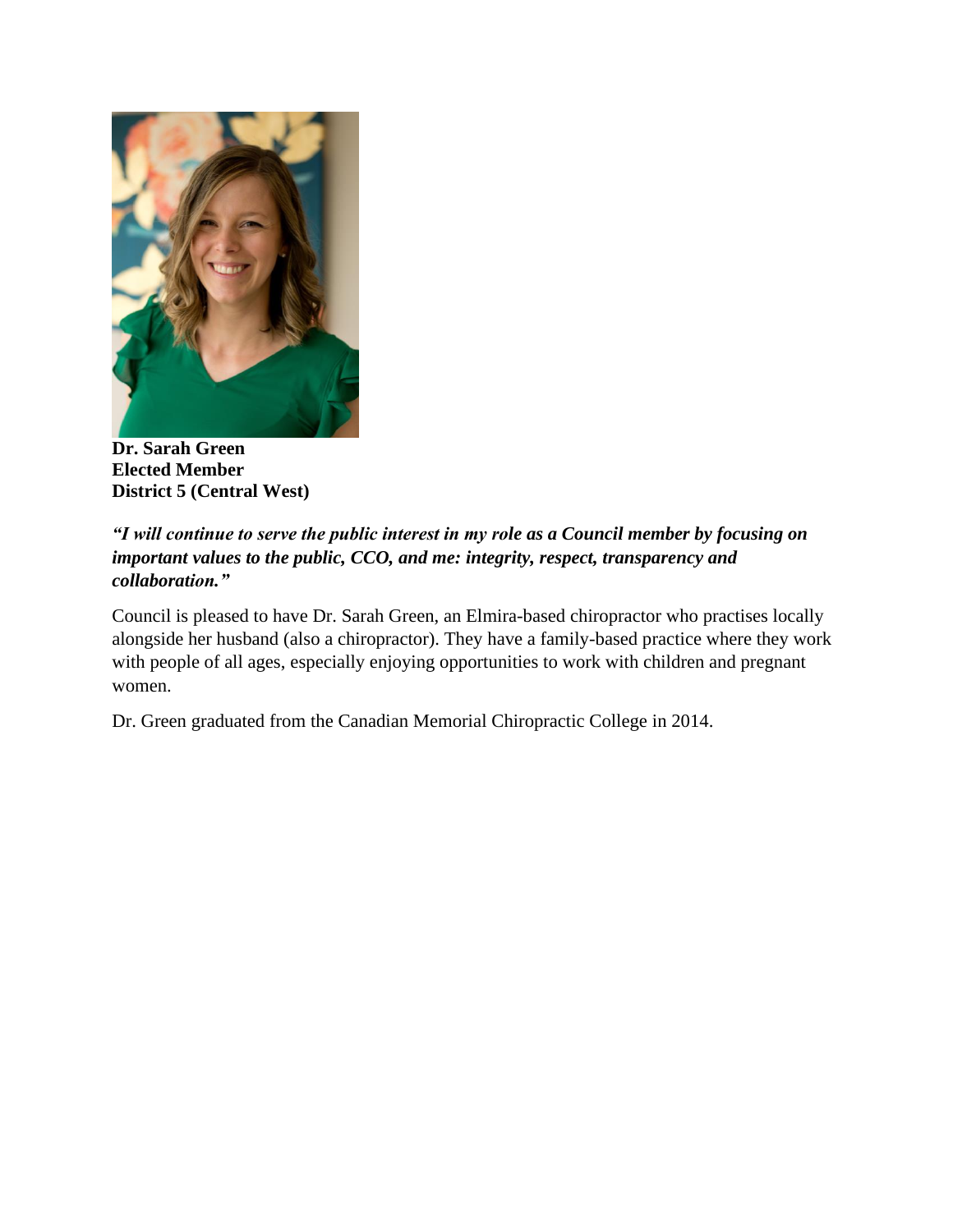**Dr. Sarah Green**
**Elected Member**
**District 5 (Central West)**

***"I will continue to serve the public interest in my role as a Council member by focusing on important values to the public, CCO, and me: integrity, respect, transparency and collaboration."***

Council is pleased to have Dr. Sarah Green, an Elmira-based chiropractor who practises locally alongside her husband (also a chiropractor). They have a family-based practice where they work with people of all ages, especially enjoying opportunities to work with children and pregnant women.

Dr. Green graduated from the Canadian Memorial Chiropractic College in 2014.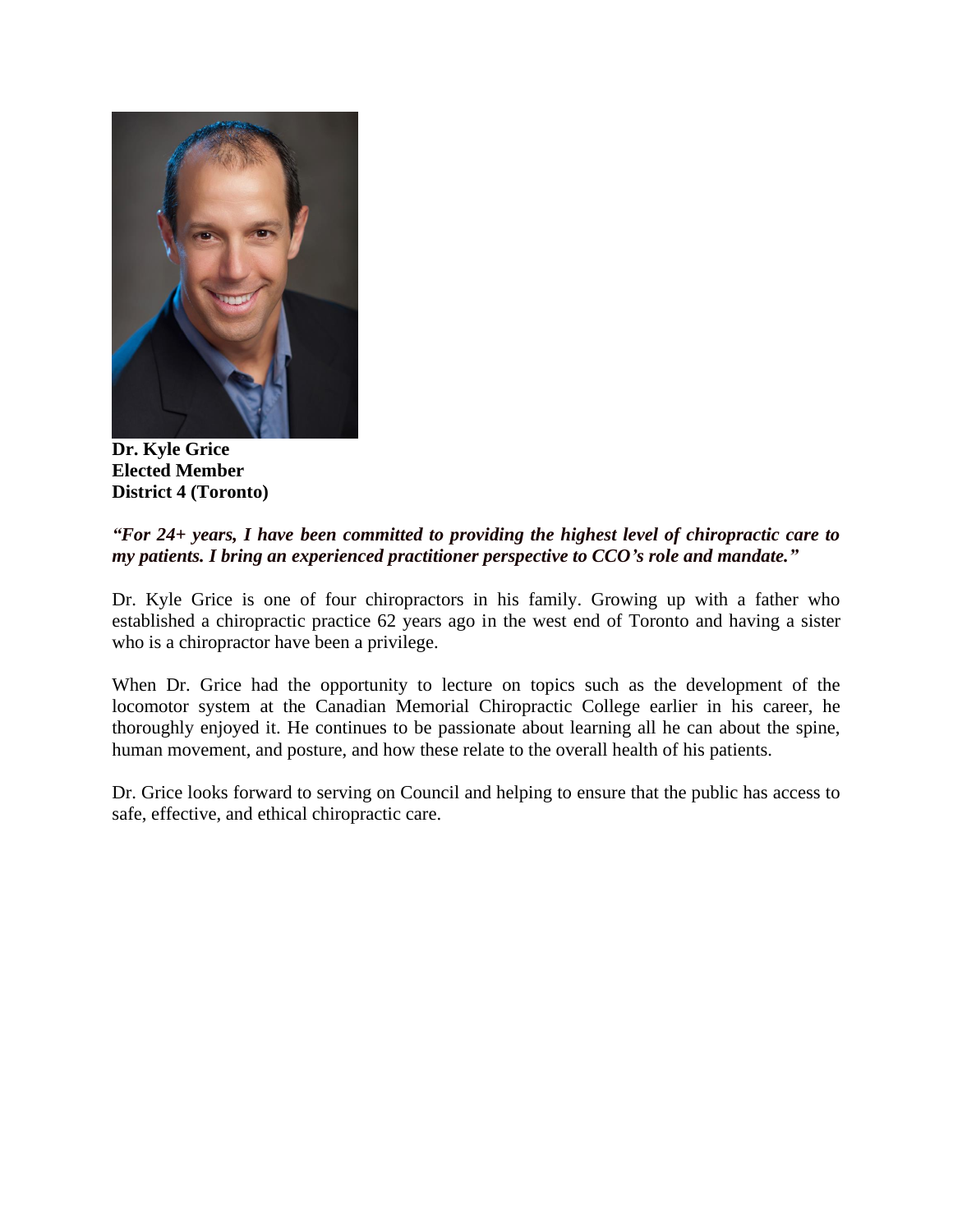**Dr. Kyle Grice**
**Elected Member**
**District 4 (Toronto)**

***"For 24+ years, I have been committed to providing the highest level of chiropractic care to my patients. I bring an experienced practitioner perspective to CCO's role and mandate."***

Dr. Kyle Grice is one of four chiropractors in his family. Growing up with a father who established a chiropractic practice 62 years ago in the west end of Toronto and having a sister who is a chiropractor have been a privilege.

When Dr. Grice had the opportunity to lecture on topics such as the development of the locomotor system at the Canadian Memorial Chiropractic College earlier in his career, he thoroughly enjoyed it. He continues to be passionate about learning all he can about the spine, human movement, and posture, and how these relate to the overall health of his patients.

Dr. Grice looks forward to serving on Council and helping to ensure that the public has access to safe, effective, and ethical chiropractic care.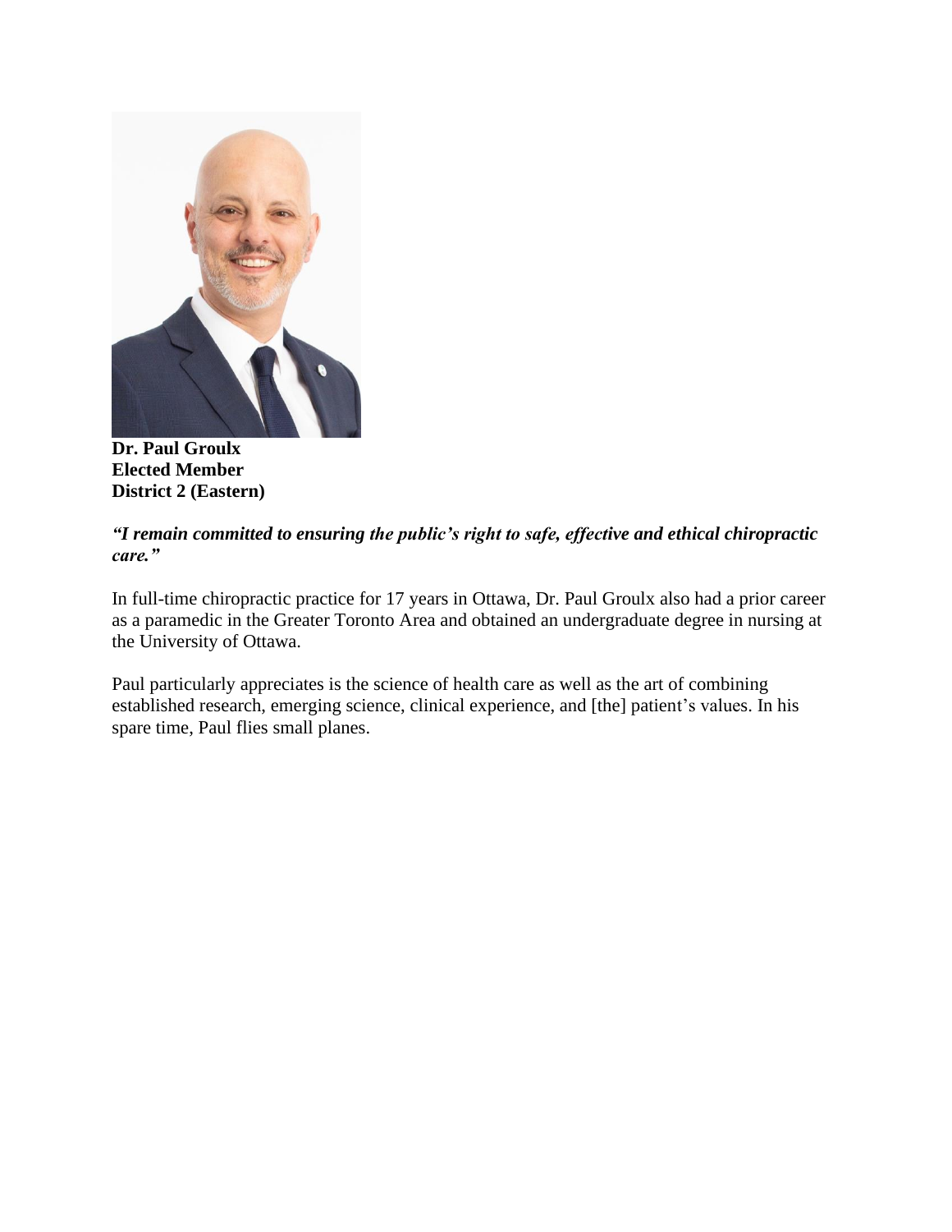**Dr. Paul Groulx**
**Elected Member**
**District 2 (Eastern)**

***"I remain committed to ensuring the public's right to safe, effective and ethical chiropractic care."***

In full-time chiropractic practice for 17 years in Ottawa, Dr. Paul Groulx also had a prior career as a paramedic in the Greater Toronto Area and obtained an undergraduate degree in nursing at the University of Ottawa.

Paul particularly appreciates is the science of health care as well as the art of combining established research, emerging science, clinical experience, and [the] patient's values. In his spare time, Paul flies small planes.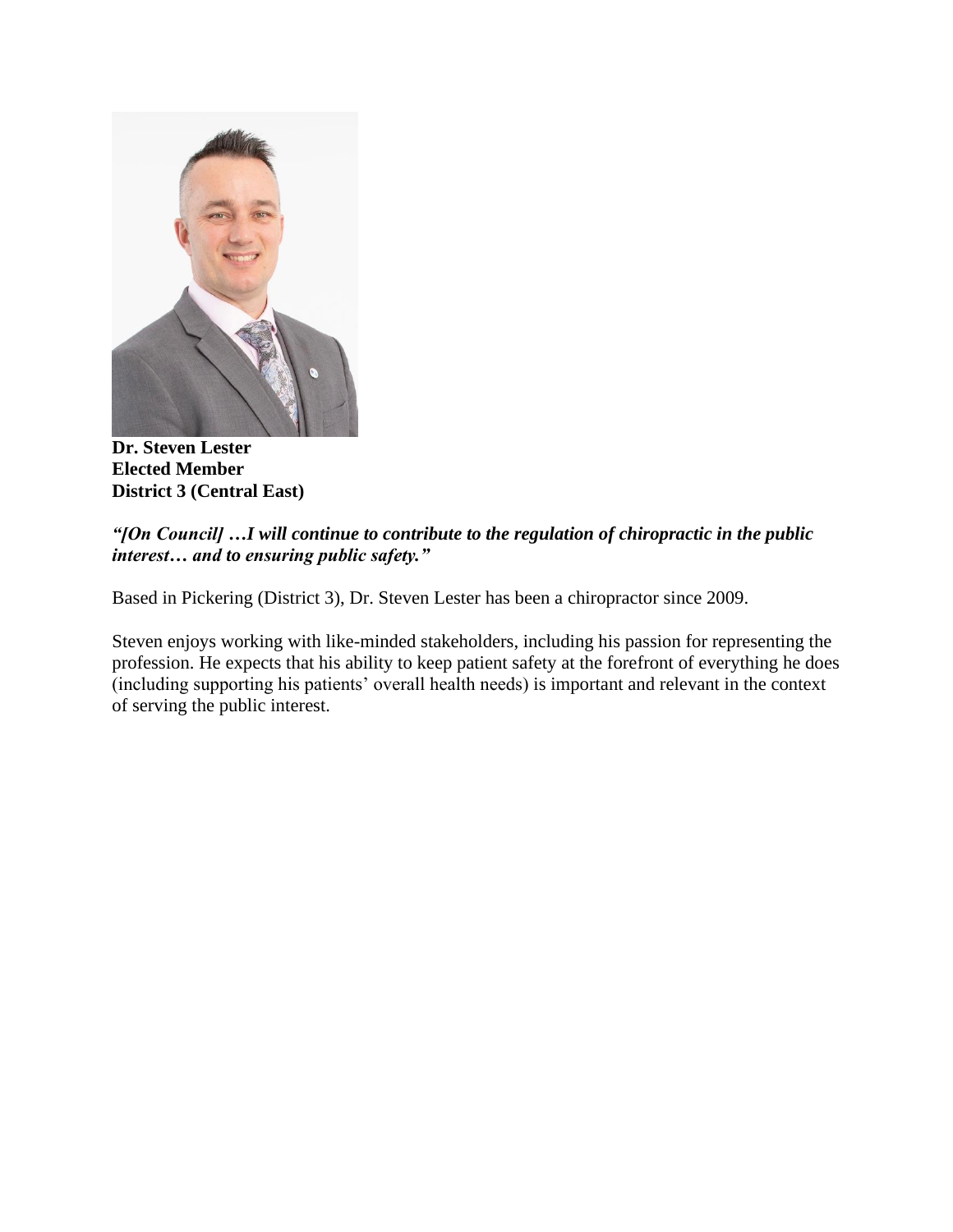**Dr. Steven Lester**
**Elected Member**
**District 3 (Central East)**

***"[On Council] …I will continue to contribute to the regulation of chiropractic in the public interest… and to ensuring public safety."***

Based in Pickering (District 3), Dr. Steven Lester has been a chiropractor since 2009.

Steven enjoys working with like-minded stakeholders, including his passion for representing the profession. He expects that his ability to keep patient safety at the forefront of everything he does (including supporting his patients' overall health needs) is important and relevant in the context of serving the public interest.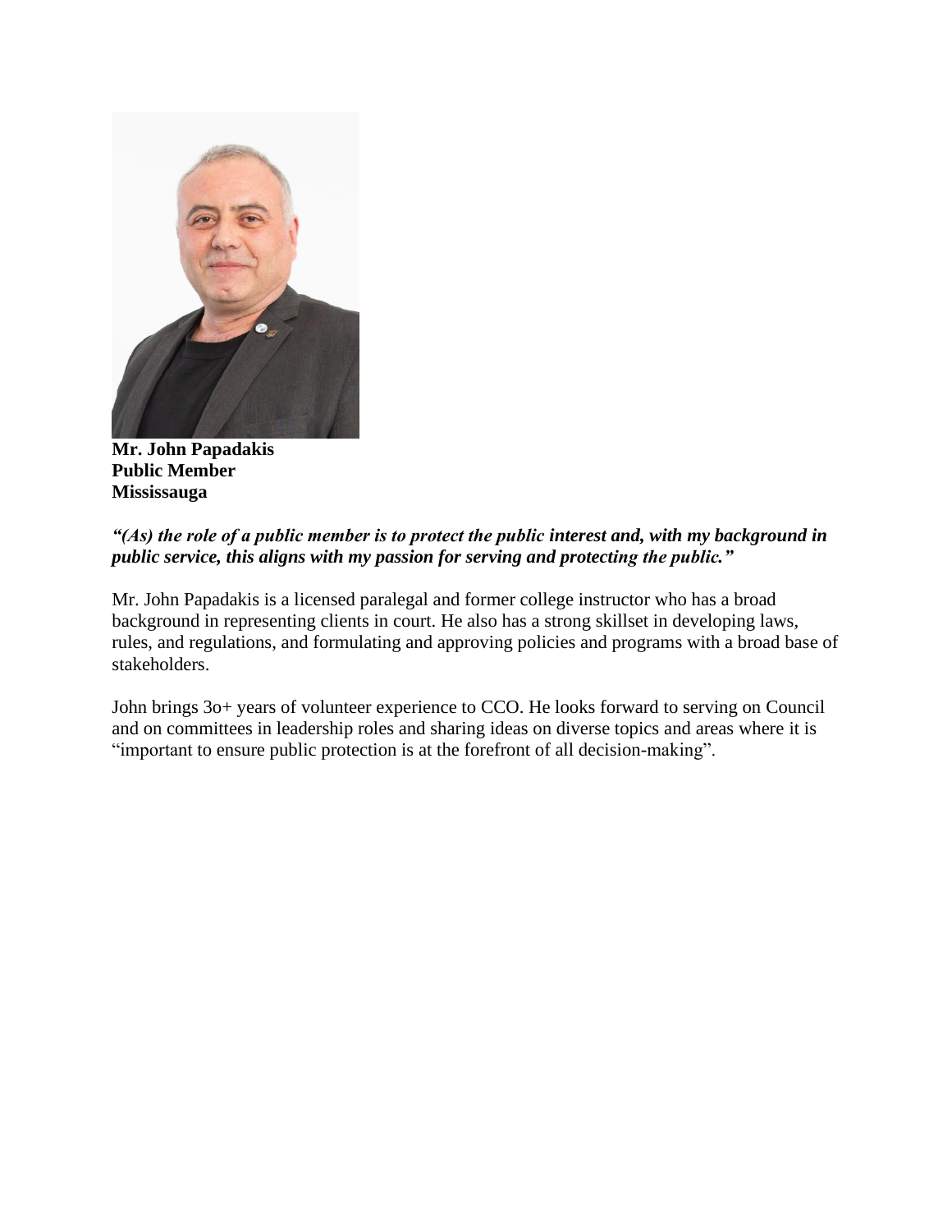**Mr. John Papadakis**
**Public Member**
**Mississauga**

***"(As) the role of a public member is to protect the public interest and, with my background in public service, this aligns with my passion for serving and protecting the public."***

Mr. John Papadakis is a licensed paralegal and former college instructor who has a broad background in representing clients in court. He also has a strong skillset in developing laws, rules, and regulations, and formulating and approving policies and programs with a broad base of stakeholders.

John brings 3o+ years of volunteer experience to CCO. He looks forward to serving on Council and on committees in leadership roles and sharing ideas on diverse topics and areas where it is "important to ensure public protection is at the forefront of all decision-making".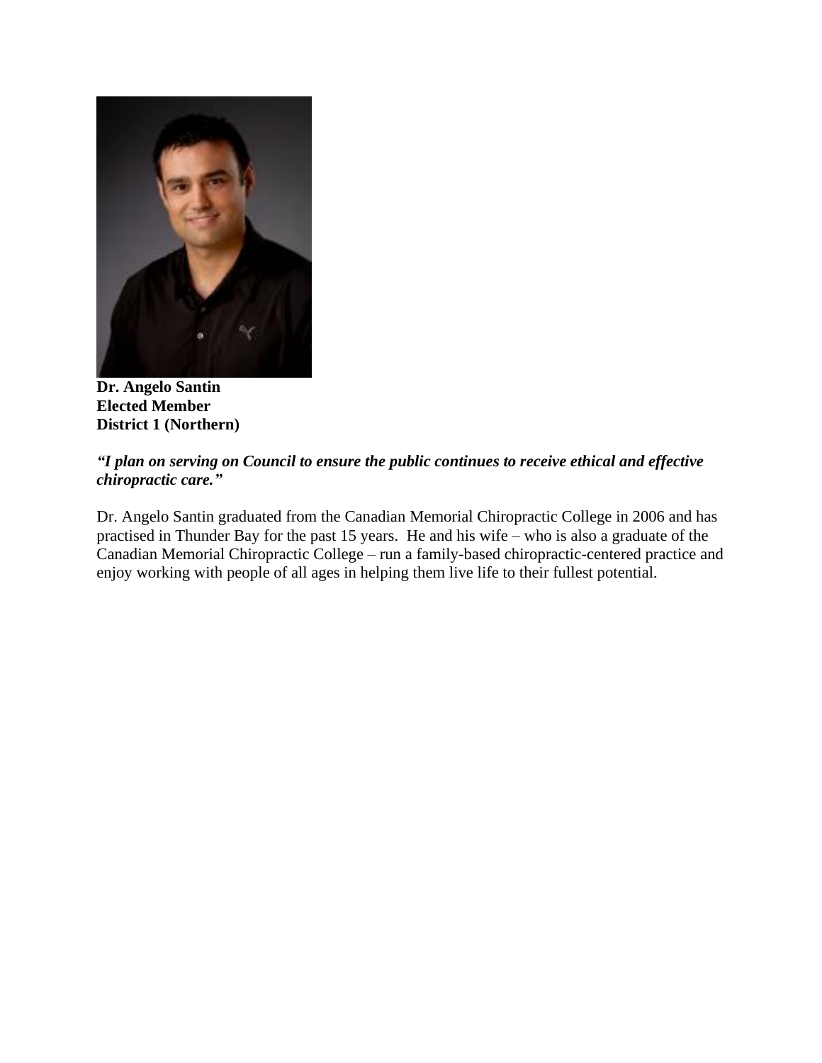**Dr. Angelo Santin**
**Elected Member**
**District 1 (Northern)**

***"I plan on serving on Council to ensure the public continues to receive ethical and effective chiropractic care."***

Dr. Angelo Santin graduated from the Canadian Memorial Chiropractic College in 2006 and has practised in Thunder Bay for the past 15 years. He and his wife – who is also a graduate of the Canadian Memorial Chiropractic College – run a family-based chiropractic-centered practice and enjoy working with people of all ages in helping them live life to their fullest potential.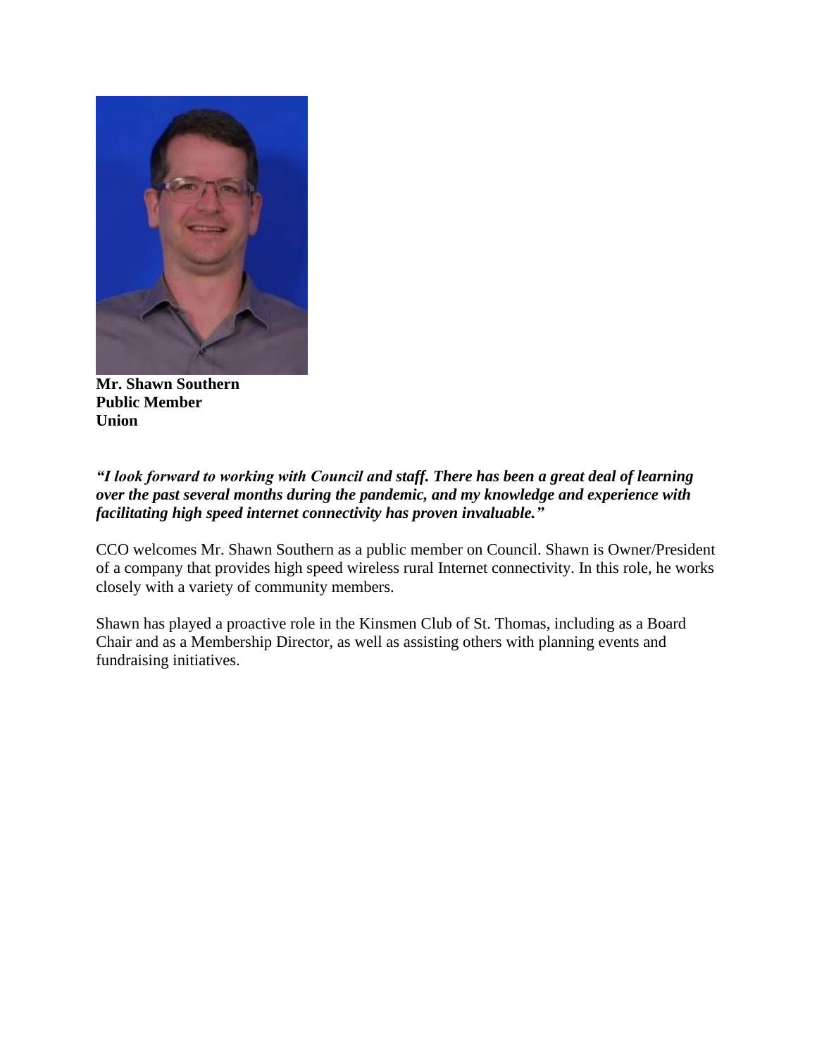**Mr. Shawn Southern**
**Public Member**
**Union**

***"I look forward to working with Council and staff. There has been a great deal of learning over the past several months during the pandemic, and my knowledge and experience with facilitating high speed internet connectivity has proven invaluable."***

CCO welcomes Mr. Shawn Southern as a public member on Council. Shawn is Owner/President of a company that provides high speed wireless rural Internet connectivity. In this role, he works closely with a variety of community members.

Shawn has played a proactive role in the Kinsmen Club of St. Thomas, including as a Board Chair and as a Membership Director, as well as assisting others with planning events and fundraising initiatives.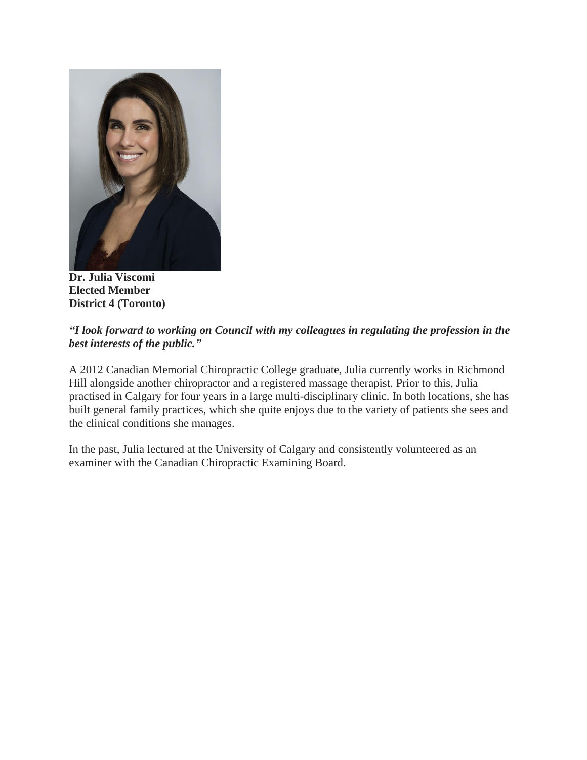**Dr. Julia Viscomi**
**Elected Member**
**District 4 (Toronto)**

***"I look forward to working on Council with my colleagues in regulating the profession in the best interests of the public."***

A 2012 Canadian Memorial Chiropractic College graduate, Julia currently works in Richmond Hill alongside another chiropractor and a registered massage therapist. Prior to this, Julia practised in Calgary for four years in a large multi-disciplinary clinic. In both locations, she has built general family practices, which she quite enjoys due to the variety of patients she sees and the clinical conditions she manages.

In the past, Julia lectured at the University of Calgary and consistently volunteered as an examiner with the Canadian Chiropractic Examining Board.